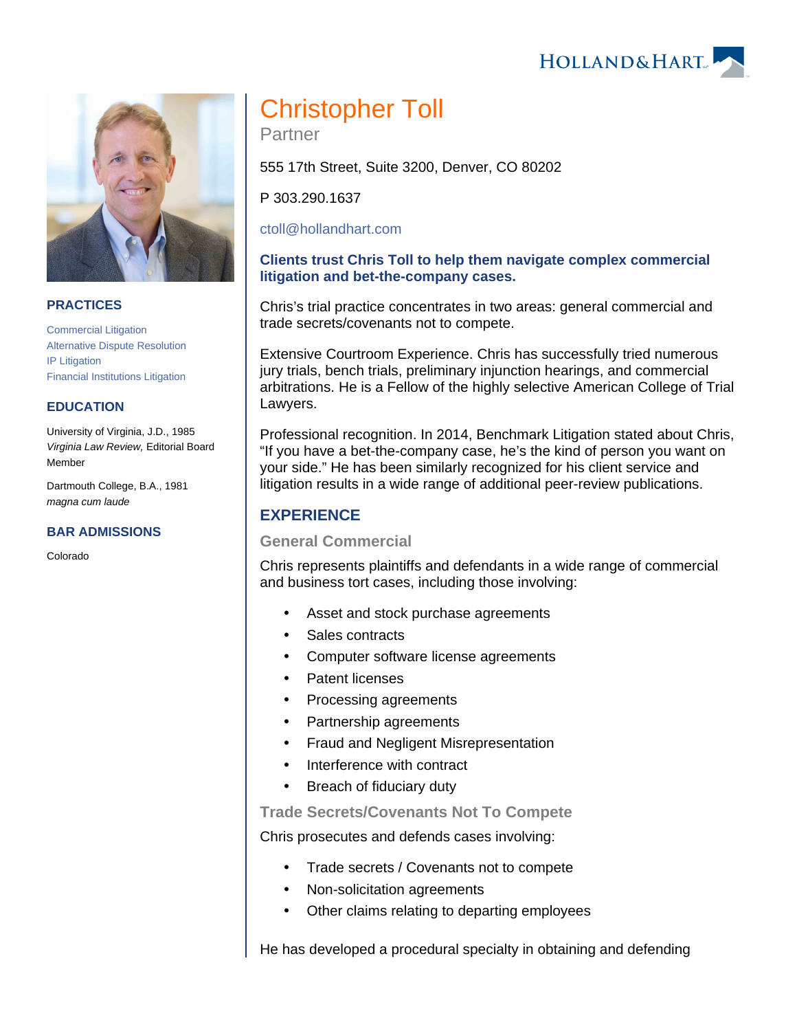# Christopher Toll

Partner

555 17th Street, Suite 3200, Denver, CO 80202

P 303.290.1637

ctoll@hollandhart.com

**Clients trust Chris Toll to help them navigate complex commercial litigation and bet-the-company cases.**

Chris's trial practice concentrates in two areas: general commercial and trade secrets/covenants not to compete.

Extensive Courtroom Experience. Chris has successfully tried numerous jury trials, bench trials, preliminary injunction hearings, and commercial arbitrations. He is a Fellow of the highly selective American College of Trial Lawyers.

Professional recognition. In 2014, Benchmark Litigation stated about Chris, "If you have a bet-the-company case, he's the kind of person you want on your side." He has been similarly recognized for his client service and litigation results in a wide range of additional peer-review publications.

## PRACTICES

- Commercial Litigation
- Alternative Dispute Resolution
- IP Litigation
- Financial Institutions Litigation

## EDUCATION

University of Virginia, J.D., 1985
*Virginia Law Review,* Editorial Board Member

Dartmouth College, B.A., 1981
*magna cum laude*

## BAR ADMISSIONS

Colorado

## EXPERIENCE

### General Commercial

Chris represents plaintiffs and defendants in a wide range of commercial and business tort cases, including those involving:

- Asset and stock purchase agreements
- Sales contracts
- Computer software license agreements
- Patent licenses
- Processing agreements
- Partnership agreements
- Fraud and Negligent Misrepresentation
- Interference with contract
- Breach of fiduciary duty

### Trade Secrets/Covenants Not To Compete

Chris prosecutes and defends cases involving:

- Trade secrets / Covenants not to compete
- Non-solicitation agreements
- Other claims relating to departing employees

He has developed a procedural specialty in obtaining and defending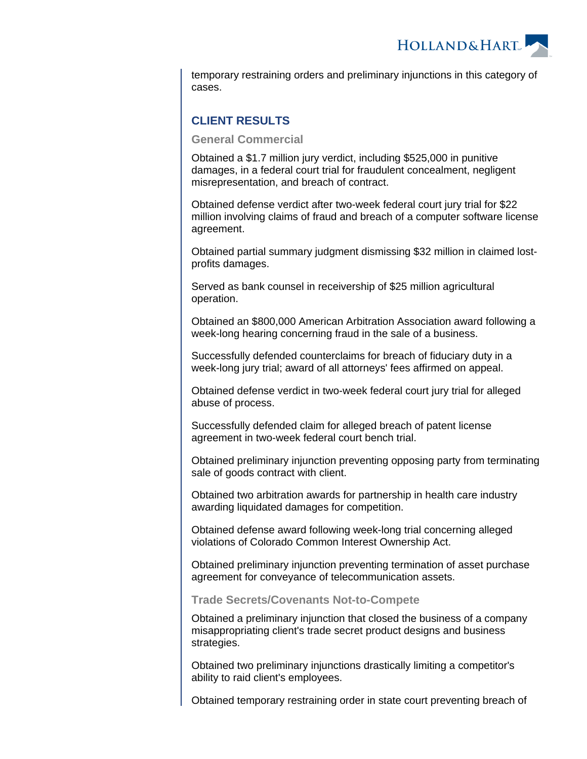temporary restraining orders and preliminary injunctions in this category of cases.

## CLIENT RESULTS

### General Commercial

Obtained a $1.7 million jury verdict, including $525,000 in punitive damages, in a federal court trial for fraudulent concealment, negligent misrepresentation, and breach of contract.

Obtained defense verdict after two-week federal court jury trial for $22 million involving claims of fraud and breach of a computer software license agreement.

Obtained partial summary judgment dismissing $32 million in claimed lost-profits damages.

Served as bank counsel in receivership of $25 million agricultural operation.

Obtained an $800,000 American Arbitration Association award following a week-long hearing concerning fraud in the sale of a business.

Successfully defended counterclaims for breach of fiduciary duty in a week-long jury trial; award of all attorneys' fees affirmed on appeal.

Obtained defense verdict in two-week federal court jury trial for alleged abuse of process.

Successfully defended claim for alleged breach of patent license agreement in two-week federal court bench trial.

Obtained preliminary injunction preventing opposing party from terminating sale of goods contract with client.

Obtained two arbitration awards for partnership in health care industry awarding liquidated damages for competition.

Obtained defense award following week-long trial concerning alleged violations of Colorado Common Interest Ownership Act.

Obtained preliminary injunction preventing termination of asset purchase agreement for conveyance of telecommunication assets.

### Trade Secrets/Covenants Not-to-Compete

Obtained a preliminary injunction that closed the business of a company misappropriating client's trade secret product designs and business strategies.

Obtained two preliminary injunctions drastically limiting a competitor's ability to raid client's employees.

Obtained temporary restraining order in state court preventing breach of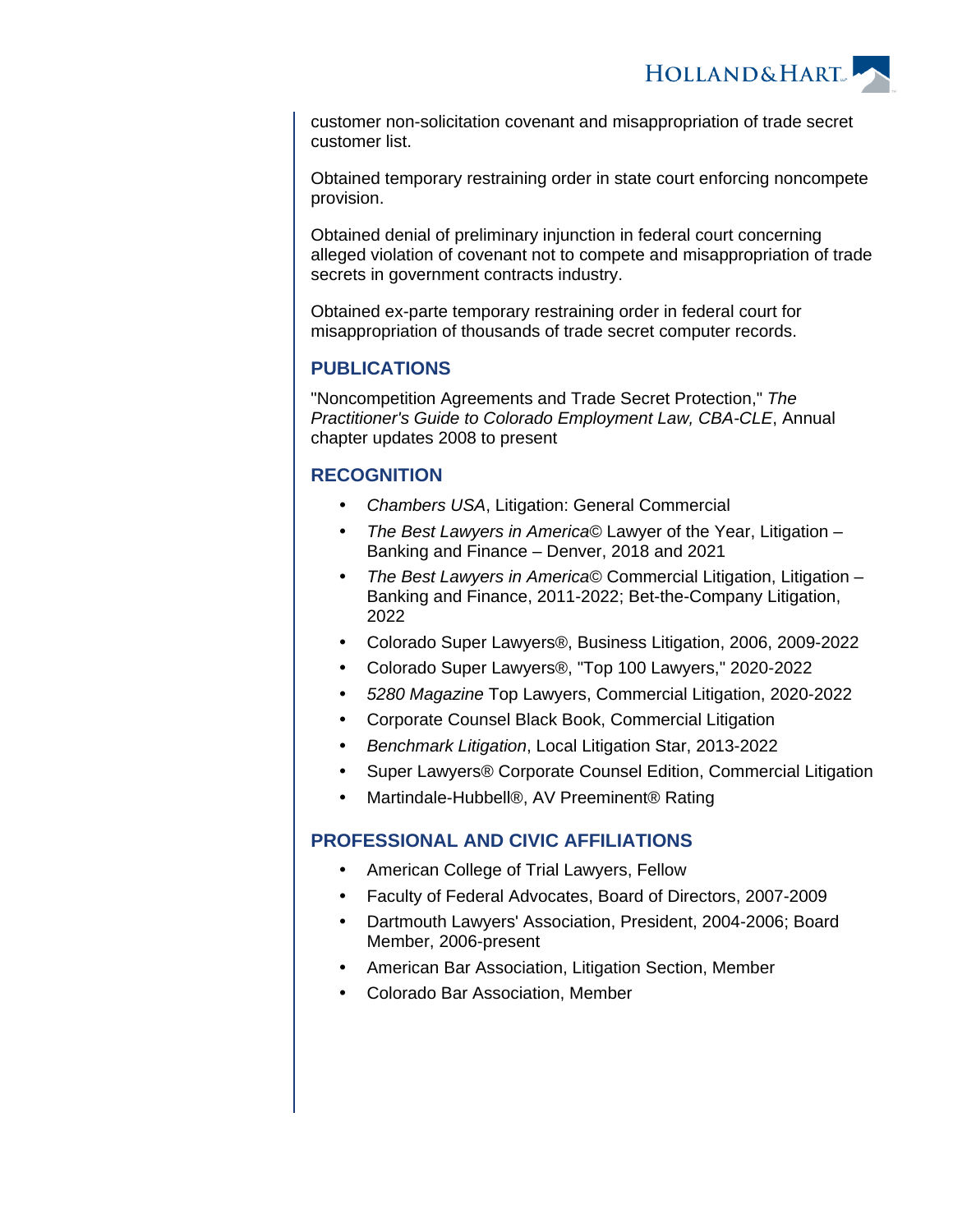customer non-solicitation covenant and misappropriation of trade secret customer list.

Obtained temporary restraining order in state court enforcing noncompete provision.

Obtained denial of preliminary injunction in federal court concerning alleged violation of covenant not to compete and misappropriation of trade secrets in government contracts industry.

Obtained ex-parte temporary restraining order in federal court for misappropriation of thousands of trade secret computer records.

## PUBLICATIONS

"Noncompetition Agreements and Trade Secret Protection," *The Practitioner's Guide to Colorado Employment Law, CBA-CLE*, Annual chapter updates 2008 to present

## RECOGNITION

- *Chambers USA*, Litigation: General Commercial
- *The Best Lawyers in America©* Lawyer of the Year, Litigation – Banking and Finance – Denver, 2018 and 2021
- *The Best Lawyers in America©* Commercial Litigation, Litigation – Banking and Finance, 2011-2022; Bet-the-Company Litigation, 2022
- Colorado Super Lawyers®, Business Litigation, 2006, 2009-2022
- Colorado Super Lawyers®, "Top 100 Lawyers," 2020-2022
- *5280 Magazine* Top Lawyers, Commercial Litigation, 2020-2022
- Corporate Counsel Black Book, Commercial Litigation
- *Benchmark Litigation*, Local Litigation Star, 2013-2022
- Super Lawyers® Corporate Counsel Edition, Commercial Litigation
- Martindale-Hubbell®, AV Preeminent® Rating

## PROFESSIONAL AND CIVIC AFFILIATIONS

- American College of Trial Lawyers, Fellow
- Faculty of Federal Advocates, Board of Directors, 2007-2009
- Dartmouth Lawyers' Association, President, 2004-2006; Board Member, 2006-present
- American Bar Association, Litigation Section, Member
- Colorado Bar Association, Member